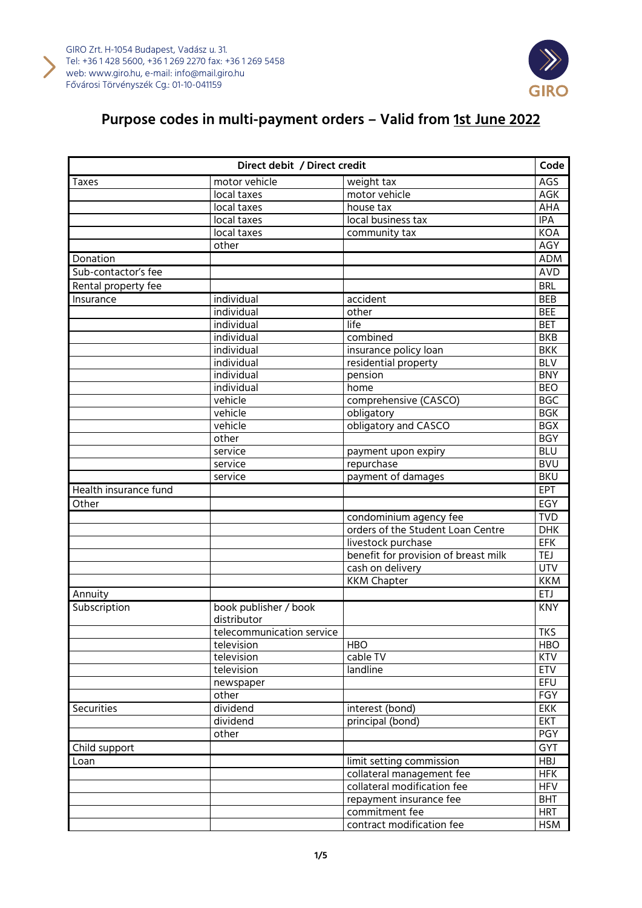GIRO Zrt. H-1054 Budapest, Vadász u. 31.
Tel: +36 1 428 5600, +36 1 269 2270 fax: +36 1 269 5458
web: www.giro.hu, e-mail: info@mail.giro.hu
Fővárosi Törvényszék Cg.: 01-10-041159

# Purpose codes in multi-payment orders – Valid from 1st June 2022

| Direct debit / Direct credit | | | Code |
|---|---|---|---|
| Taxes | motor vehicle | weight tax | AGS |
| | local taxes | motor vehicle | AGK |
| | local taxes | house tax | AHA |
| | local taxes | local business tax | IPA |
| | local taxes | community tax | KOA |
| | other | | AGY |
| Donation | | | ADM |
| Sub-contactor's fee | | | AVD |
| Rental property fee | | | BRL |
| Insurance | individual | accident | BEB |
| | individual | other | BEE |
| | individual | life | BET |
| | individual | combined | BKB |
| | individual | insurance policy loan | BKK |
| | individual | residential property | BLV |
| | individual | pension | BNY |
| | individual | home | BEO |
| | vehicle | comprehensive (CASCO) | BGC |
| | vehicle | obligatory | BGK |
| | vehicle | obligatory and CASCO | BGX |
| | other | | BGY |
| | service | payment upon expiry | BLU |
| | service | repurchase | BVU |
| | service | payment of damages | BKU |
| Health insurance fund | | | EPT |
| Other | | | EGY |
| | | condominium agency fee | TVD |
| | | orders of the Student Loan Centre | DHK |
| | | livestock purchase | EFK |
| | | benefit for provision of breast milk | TEJ |
| | | cash on delivery | UTV |
| | | KKM Chapter | KKM |
| Annuity | | | ETJ |
| Subscription | book publisher / book distributor | | KNY |
| | telecommunication service | | TKS |
| | television | HBO | HBO |
| | television | cable TV | KTV |
| | television | landline | ETV |
| | newspaper | | EFU |
| | other | | FGY |
| Securities | dividend | interest (bond) | EKK |
| | dividend | principal (bond) | EKT |
| | other | | PGY |
| Child support | | | GYT |
| Loan | | limit setting commission | HBJ |
| | | collateral management fee | HFK |
| | | collateral modification fee | HFV |
| | | repayment insurance fee | BHT |
| | | commitment fee | HRT |
| | | contract modification fee | HSM |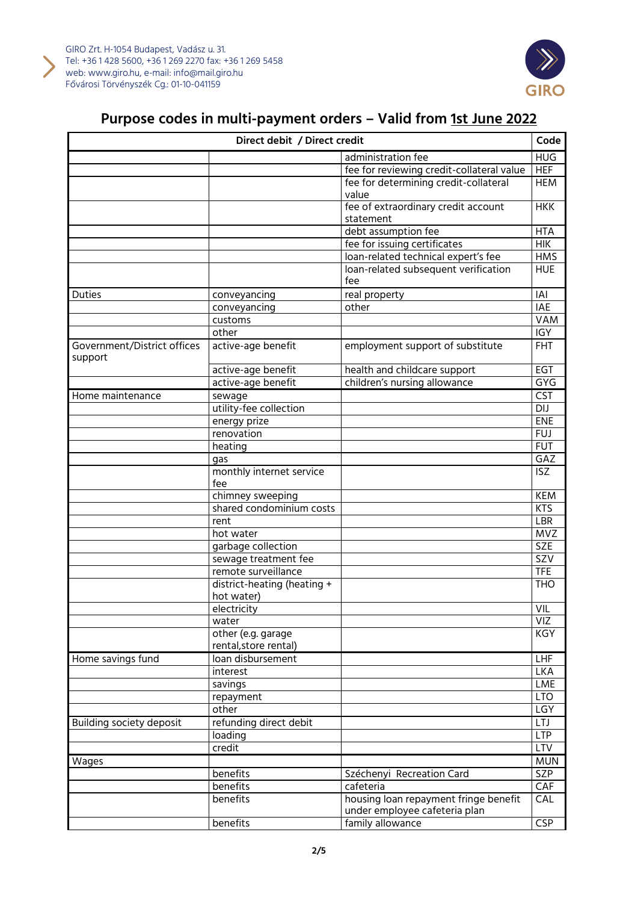GIRO Zrt. H-1054 Budapest, Vadász u. 31.
Tel: +36 1 428 5600, +36 1 269 2270 fax: +36 1 269 5458
web: www.giro.hu, e-mail: info@mail.giro.hu
Fővárosi Törvényszék Cg.: 01-10-041159

# Purpose codes in multi-payment orders – Valid from 1st June 2022

| Direct debit / Direct credit | | | Code |
|---|---|---|---|
| | | administration fee | HUG |
| | | fee for reviewing credit-collateral value | HEF |
| | | fee for determining credit-collateral value | HEM |
| | | fee of extraordinary credit account statement | HKK |
| | | debt assumption fee | HTA |
| | | fee for issuing certificates | HIK |
| | | loan-related technical expert's fee | HMS |
| | | loan-related subsequent verification fee | HUE |
| Duties | conveyancing | real property | IAI |
| | conveyancing | other | IAE |
| | customs | | VAM |
| | other | | IGY |
| Government/District offices support | active-age benefit | employment support of substitute | FHT |
| | active-age benefit | health and childcare support | EGT |
| | active-age benefit | children's nursing allowance | GYG |
| Home maintenance | sewage | | CST |
| | utility-fee collection | | DIJ |
| | energy prize | | ENE |
| | renovation | | FUJ |
| | heating | | FUT |
| | gas | | GAZ |
| | monthly internet service fee | | ISZ |
| | chimney sweeping | | KEM |
| | shared condominium costs | | KTS |
| | rent | | LBR |
| | hot water | | MVZ |
| | garbage collection | | SZE |
| | sewage treatment fee | | SZV |
| | remote surveillance | | TFE |
| | district-heating (heating + hot water) | | THO |
| | electricity | | VIL |
| | water | | VIZ |
| | other (e.g. garage rental,store rental) | | KGY |
| Home savings fund | loan disbursement | | LHF |
| | interest | | LKA |
| | savings | | LME |
| | repayment | | LTO |
| | other | | LGY |
| Building society deposit | refunding direct debit | | LTJ |
| | loading | | LTP |
| | credit | | LTV |
| Wages | | | MUN |
| | benefits | Széchenyi Recreation Card | SZP |
| | benefits | cafeteria | CAF |
| | benefits | housing loan repayment fringe benefit under employee cafeteria plan | CAL |
| | benefits | family allowance | CSP |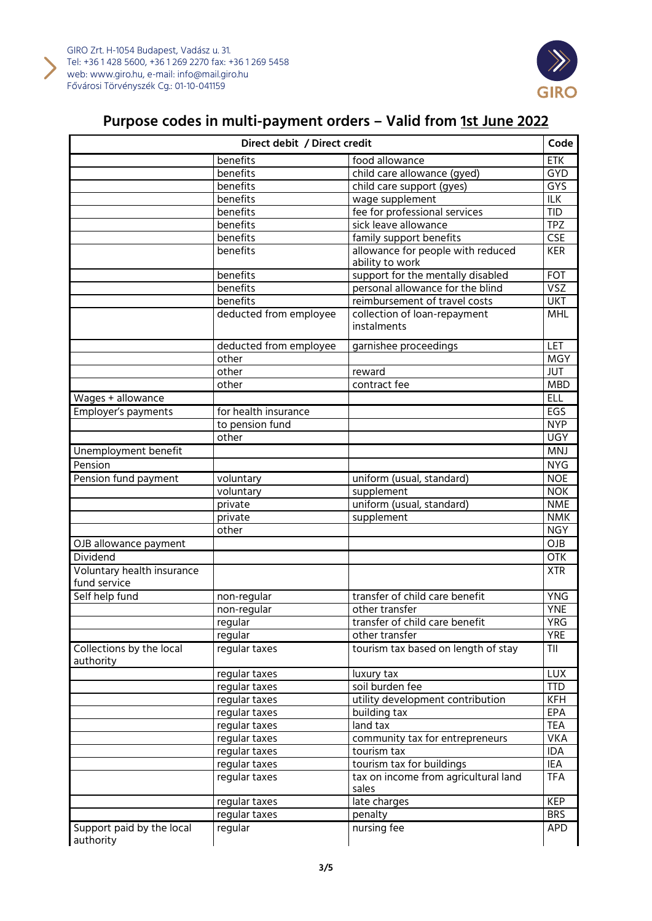GIRO Zrt. H-1054 Budapest, Vadász u. 31.
Tel: +36 1 428 5600, +36 1 269 2270 fax: +36 1 269 5458
web: www.giro.hu, e-mail: info@mail.giro.hu
Fővárosi Törvényszék Cg.: 01-10-041159

# Purpose codes in multi-payment orders – Valid from 1st June 2022

| Direct debit / Direct credit | | | Code |
|---|---|---|---|
| | benefits | food allowance | ETK |
| | benefits | child care allowance (gyed) | GYD |
| | benefits | child care support (gyes) | GYS |
| | benefits | wage supplement | ILK |
| | benefits | fee for professional services | TID |
| | benefits | sick leave allowance | TPZ |
| | benefits | family support benefits | CSE |
| | benefits | allowance for people with reduced ability to work | KER |
| | benefits | support for the mentally disabled | FOT |
| | benefits | personal allowance for the blind | VSZ |
| | benefits | reimbursement of travel costs | UKT |
| | deducted from employee | collection of loan-repayment instalments | MHL |
| | deducted from employee | garnishee proceedings | LET |
| | other | | MGY |
| | other | reward | JUT |
| | other | contract fee | MBD |
| Wages + allowance | | | ELL |
| Employer's payments | for health insurance | | EGS |
| | to pension fund | | NYP |
| | other | | UGY |
| Unemployment benefit | | | MNJ |
| Pension | | | NYG |
| Pension fund payment | voluntary | uniform (usual, standard) | NOE |
| | voluntary | supplement | NOK |
| | private | uniform (usual, standard) | NME |
| | private | supplement | NMK |
| | other | | NGY |
| OJB allowance payment | | | OJB |
| Dividend | | | OTK |
| Voluntary health insurance fund service | | | XTR |
| Self help fund | non-regular | transfer of child care benefit | YNG |
| | non-regular | other transfer | YNE |
| | regular | transfer of child care benefit | YRG |
| | regular | other transfer | YRE |
| Collections by the local authority | regular taxes | tourism tax based on length of stay | TII |
| | regular taxes | luxury tax | LUX |
| | regular taxes | soil burden fee | TTD |
| | regular taxes | utility development contribution | KFH |
| | regular taxes | building tax | EPA |
| | regular taxes | land tax | TEA |
| | regular taxes | community tax for entrepreneurs | VKA |
| | regular taxes | tourism tax | IDA |
| | regular taxes | tourism tax for buildings | IEA |
| | regular taxes | tax on income from agricultural land sales | TFA |
| | regular taxes | late charges | KEP |
| | regular taxes | penalty | BRS |
| Support paid by the local authority | regular | nursing fee | APD |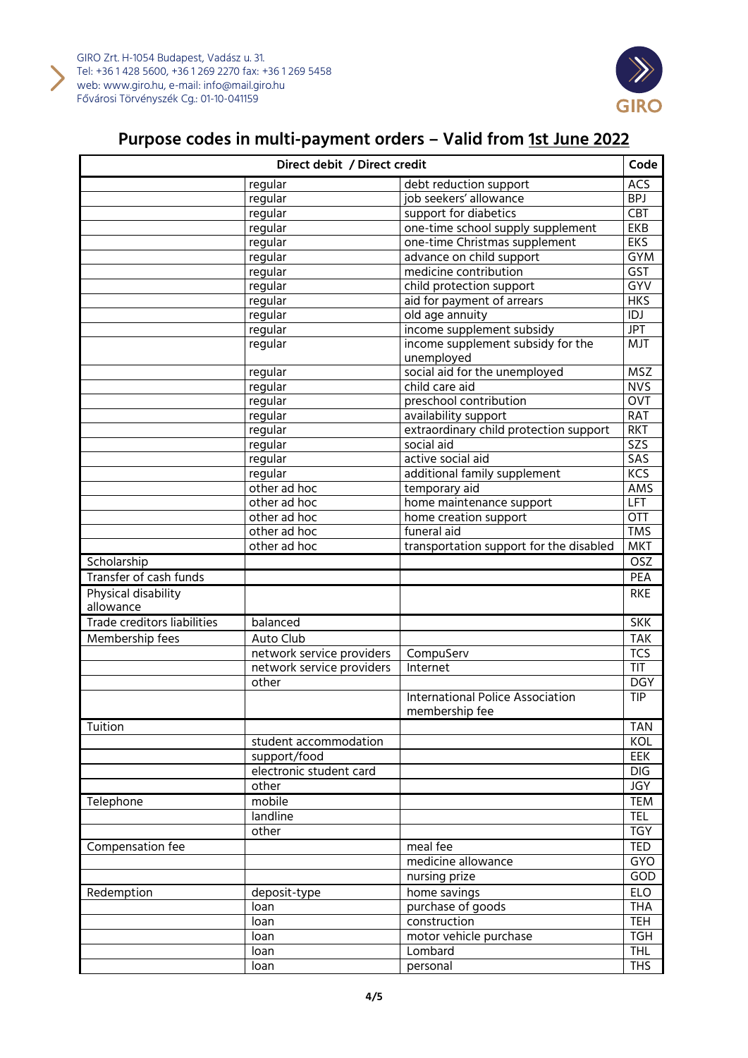GIRO Zrt. H-1054 Budapest, Vadász u. 31.
Tel: +36 1 428 5600, +36 1 269 2270 fax: +36 1 269 5458
web: www.giro.hu, e-mail: info@mail.giro.hu
Fővárosi Törvényszék Cg.: 01-10-041159

# Purpose codes in multi-payment orders – Valid from 1st June 2022

| Direct debit / Direct credit | | | Code |
|---|---|---|---|
| | regular | debt reduction support | ACS |
| | regular | job seekers' allowance | BPJ |
| | regular | support for diabetics | CBT |
| | regular | one-time school supply supplement | EKB |
| | regular | one-time Christmas supplement | EKS |
| | regular | advance on child support | GYM |
| | regular | medicine contribution | GST |
| | regular | child protection support | GYV |
| | regular | aid for payment of arrears | HKS |
| | regular | old age annuity | IDJ |
| | regular | income supplement subsidy | JPT |
| | regular | income supplement subsidy for the unemployed | MJT |
| | regular | social aid for the unemployed | MSZ |
| | regular | child care aid | NVS |
| | regular | preschool contribution | OVT |
| | regular | availability support | RAT |
| | regular | extraordinary child protection support | RKT |
| | regular | social aid | SZS |
| | regular | active social aid | SAS |
| | regular | additional family supplement | KCS |
| | other ad hoc | temporary aid | AMS |
| | other ad hoc | home maintenance support | LFT |
| | other ad hoc | home creation support | OTT |
| | other ad hoc | funeral aid | TMS |
| | other ad hoc | transportation support for the disabled | MKT |
| Scholarship | | | OSZ |
| Transfer of cash funds | | | PEA |
| Physical disability allowance | | | RKE |
| Trade creditors liabilities | balanced | | SKK |
| Membership fees | Auto Club | | TAK |
| | network service providers | CompuServ | TCS |
| | network service providers | Internet | TIT |
| | other | | DGY |
| | | International Police Association membership fee | TIP |
| Tuition | | | TAN |
| | student accommodation | | KOL |
| | support/food | | EEK |
| | electronic student card | | DIG |
| | other | | JGY |
| Telephone | mobile | | TEM |
| | landline | | TEL |
| | other | | TGY |
| Compensation fee | | meal fee | TED |
| | | medicine allowance | GYO |
| | | nursing prize | GOD |
| Redemption | deposit-type | home savings | ELO |
| | loan | purchase of goods | THA |
| | loan | construction | TEH |
| | loan | motor vehicle purchase | TGH |
| | loan | Lombard | THL |
| | loan | personal | THS |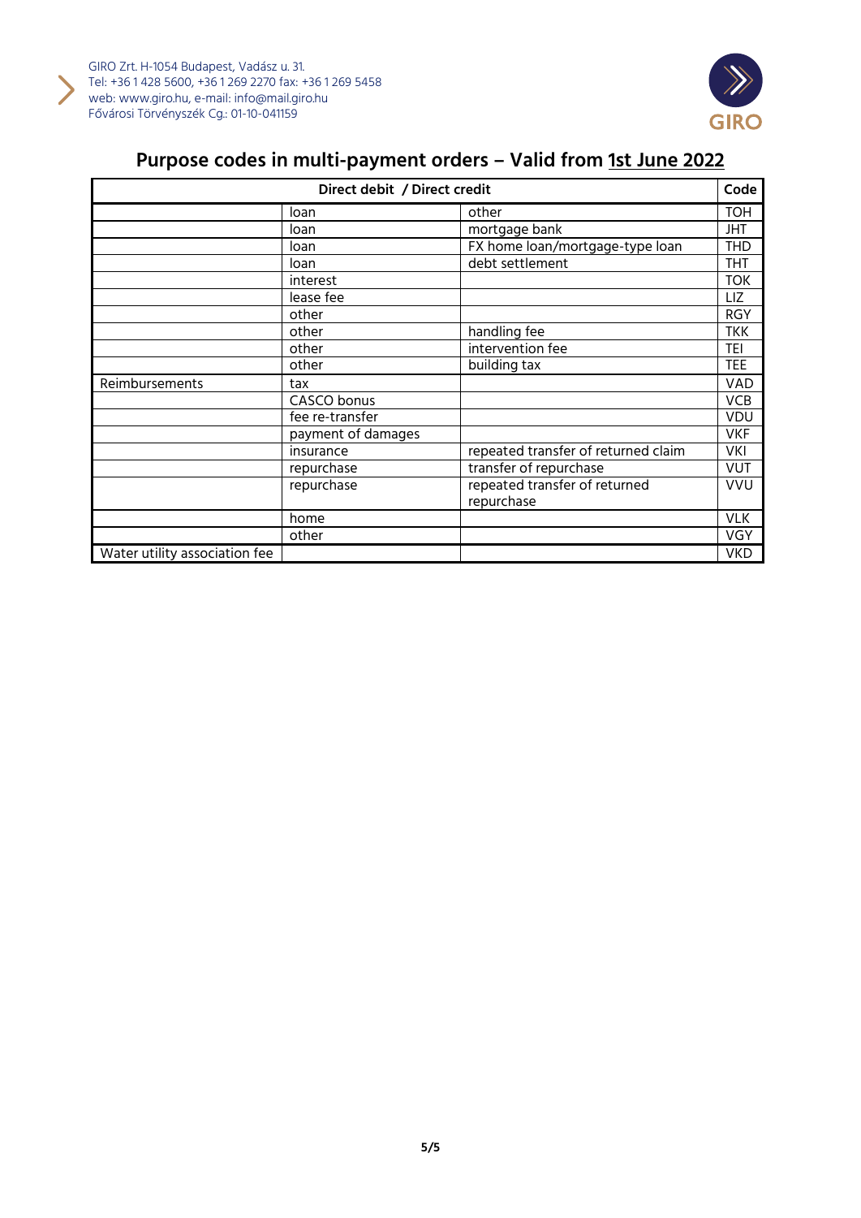GIRO Zrt. H-1054 Budapest, Vadász u. 31.
Tel: +36 1 428 5600, +36 1 269 2270 fax: +36 1 269 5458
web: www.giro.hu, e-mail: info@mail.giro.hu
Fővárosi Törvényszék Cg.: 01-10-041159

## Purpose codes in multi-payment orders – Valid from 1st June 2022

| Direct debit / Direct credit | | | Code |
|---|---|---|---|
| | loan | other | TOH |
| | loan | mortgage bank | JHT |
| | loan | FX home loan/mortgage-type loan | THD |
| | loan | debt settlement | THT |
| | interest | | TOK |
| | lease fee | | LIZ |
| | other | | RGY |
| | other | handling fee | TKK |
| | other | intervention fee | TEI |
| | other | building tax | TEE |
| Reimbursements | tax | | VAD |
| | CASCO bonus | | VCB |
| | fee re-transfer | | VDU |
| | payment of damages | | VKF |
| | insurance | repeated transfer of returned claim | VKI |
| | repurchase | transfer of repurchase | VUT |
| | repurchase | repeated transfer of returned repurchase | VVU |
| | home | | VLK |
| | other | | VGY |
| Water utility association fee | | | VKD |